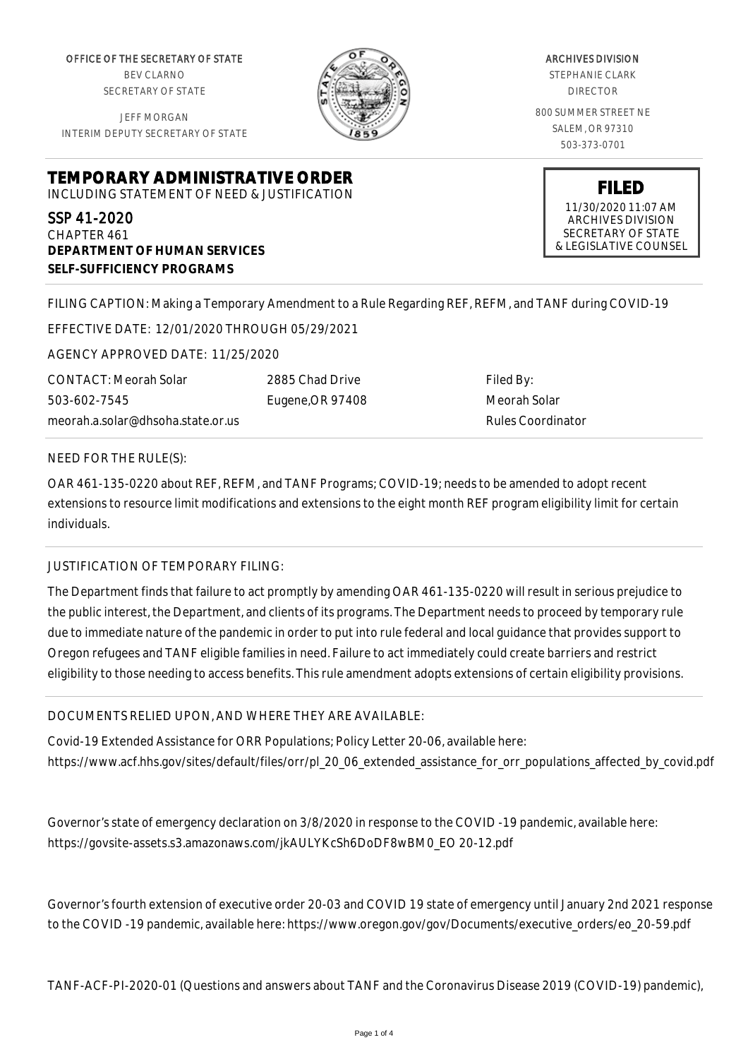OFFICE OF THE SECRETARY OF STATE
BEV CLARNO
SECRETARY OF STATE

JEFF MORGAN
INTERIM DEPUTY SECRETARY OF STATE

ARCHIVES DIVISION
STEPHANIE CLARK
DIRECTOR

800 SUMMER STREET NE
SALEM, OR 97310
503-373-0701

**FILED**
11/30/2020 11:07 AM
ARCHIVES DIVISION
SECRETARY OF STATE
& LEGISLATIVE COUNSEL

# TEMPORARY ADMINISTRATIVE ORDER

INCLUDING STATEMENT OF NEED & JUSTIFICATION

SSP 41-2020
CHAPTER 461
**DEPARTMENT OF HUMAN SERVICES**
**SELF-SUFFICIENCY PROGRAMS**

FILING CAPTION: Making a Temporary Amendment to a Rule Regarding REF, REFM, and TANF during COVID-19

EFFECTIVE DATE: 12/01/2020 THROUGH 05/29/2021

AGENCY APPROVED DATE: 11/25/2020

CONTACT: Meorah Solar
503-602-7545
meorah.a.solar@dhsoha.state.or.us

2885 Chad Drive
Eugene,OR 97408

Filed By:
Meorah Solar
Rules Coordinator

NEED FOR THE RULE(S):

OAR 461-135-0220 about REF, REFM, and TANF Programs; COVID-19; needs to be amended to adopt recent extensions to resource limit modifications and extensions to the eight month REF program eligibility limit for certain individuals.

JUSTIFICATION OF TEMPORARY FILING:

The Department finds that failure to act promptly by amending OAR 461-135-0220 will result in serious prejudice to the public interest, the Department, and clients of its programs. The Department needs to proceed by temporary rule due to immediate nature of the pandemic in order to put into rule federal and local guidance that provides support to Oregon refugees and TANF eligible families in need. Failure to act immediately could create barriers and restrict eligibility to those needing to access benefits. This rule amendment adopts extensions of certain eligibility provisions.

DOCUMENTS RELIED UPON, AND WHERE THEY ARE AVAILABLE:

Covid-19 Extended Assistance for ORR Populations; Policy Letter 20-06, available here:
https://www.acf.hhs.gov/sites/default/files/orr/pl_20_06_extended_assistance_for_orr_populations_affected_by_covid.pdf

Governor's state of emergency declaration on 3/8/2020 in response to the COVID -19 pandemic, available here:
https://govsite-assets.s3.amazonaws.com/jkAULYKcSh6DoDF8wBM0_EO 20-12.pdf

Governor's fourth extension of executive order 20-03 and COVID 19 state of emergency until January 2nd 2021 response to the COVID -19 pandemic, available here: https://www.oregon.gov/gov/Documents/executive_orders/eo_20-59.pdf

TANF-ACF-PI-2020-01 (Questions and answers about TANF and the Coronavirus Disease 2019 (COVID-19) pandemic),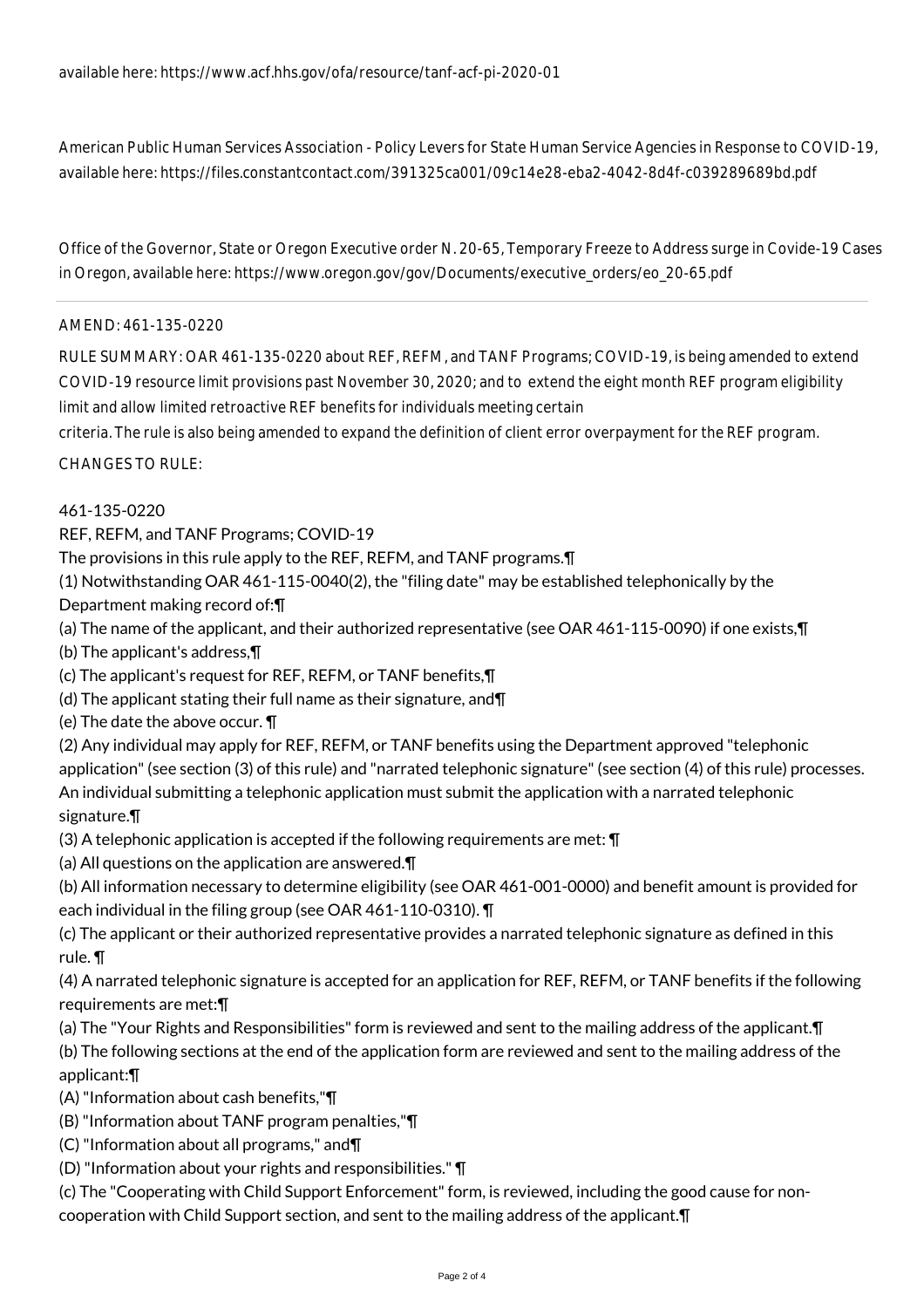available here: https://www.acf.hhs.gov/ofa/resource/tanf-acf-pi-2020-01

American Public Human Services Association - Policy Levers for State Human Service Agencies in Response to COVID-19, available here: https://files.constantcontact.com/391325ca001/09c14e28-eba2-4042-8d4f-c039289689bd.pdf

Office of the Governor, State or Oregon Executive order N. 20-65, Temporary Freeze to Address surge in Covide-19 Cases in Oregon, available here: https://www.oregon.gov/gov/Documents/executive_orders/eo_20-65.pdf

---

AMEND: 461-135-0220

RULE SUMMARY: OAR 461-135-0220 about REF, REFM, and TANF Programs; COVID-19, is being amended to extend COVID-19 resource limit provisions past November 30, 2020; and to extend the eight month REF program eligibility limit and allow limited retroactive REF benefits for individuals meeting certain criteria. The rule is also being amended to expand the definition of client error overpayment for the REF program.

CHANGES TO RULE:

461-135-0220
REF, REFM, and TANF Programs; COVID-19
The provisions in this rule apply to the REF, REFM, and TANF programs.¶
(1) Notwithstanding OAR 461-115-0040(2), the "filing date" may be established telephonically by the Department making record of:¶
(a) The name of the applicant, and their authorized representative (see OAR 461-115-0090) if one exists,¶
(b) The applicant's address,¶
(c) The applicant's request for REF, REFM, or TANF benefits,¶
(d) The applicant stating their full name as their signature, and¶
(e) The date the above occur. ¶
(2) Any individual may apply for REF, REFM, or TANF benefits using the Department approved "telephonic application" (see section (3) of this rule) and "narrated telephonic signature" (see section (4) of this rule) processes. An individual submitting a telephonic application must submit the application with a narrated telephonic signature.¶
(3) A telephonic application is accepted if the following requirements are met: ¶
(a) All questions on the application are answered.¶
(b) All information necessary to determine eligibility (see OAR 461-001-0000) and benefit amount is provided for each individual in the filing group (see OAR 461-110-0310). ¶
(c) The applicant or their authorized representative provides a narrated telephonic signature as defined in this rule. ¶
(4) A narrated telephonic signature is accepted for an application for REF, REFM, or TANF benefits if the following requirements are met:¶
(a) The "Your Rights and Responsibilities" form is reviewed and sent to the mailing address of the applicant.¶
(b) The following sections at the end of the application form are reviewed and sent to the mailing address of the applicant:¶
(A) "Information about cash benefits,"¶
(B) "Information about TANF program penalties,"¶
(C) "Information about all programs," and¶
(D) "Information about your rights and responsibilities." ¶
(c) The "Cooperating with Child Support Enforcement" form, is reviewed, including the good cause for non-cooperation with Child Support section, and sent to the mailing address of the applicant.¶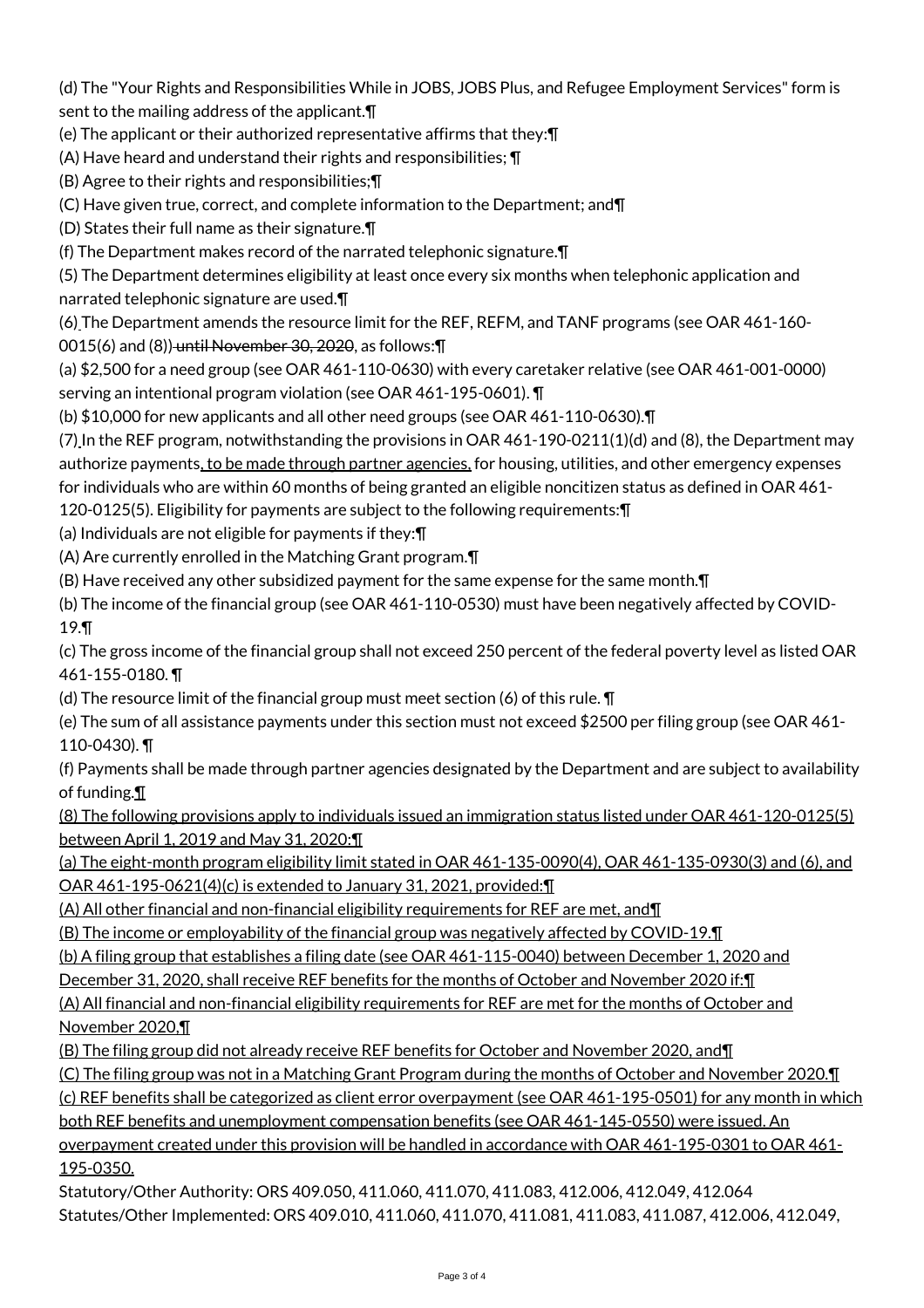(d) The "Your Rights and Responsibilities While in JOBS, JOBS Plus, and Refugee Employment Services" form is sent to the mailing address of the applicant.¶

(e) The applicant or their authorized representative affirms that they:¶

(A) Have heard and understand their rights and responsibilities; ¶

(B) Agree to their rights and responsibilities;¶

(C) Have given true, correct, and complete information to the Department; and¶

(D) States their full name as their signature.¶

(f) The Department makes record of the narrated telephonic signature.¶

(5) The Department determines eligibility at least once every six months when telephonic application and narrated telephonic signature are used.¶

(6) The Department amends the resource limit for the REF, REFM, and TANF programs (see OAR 461-160-0015(6) and (8)) ~~until November 30, 2020~~, as follows:¶

(a) $2,500 for a need group (see OAR 461-110-0630) with every caretaker relative (see OAR 461-001-0000) serving an intentional program violation (see OAR 461-195-0601). ¶

(b) $10,000 for new applicants and all other need groups (see OAR 461-110-0630).¶

(7) In the REF program, notwithstanding the provisions in OAR 461-190-0211(1)(d) and (8), the Department may authorize payments<u>, to be made through partner agencies,</u> for housing, utilities, and other emergency expenses for individuals who are within 60 months of being granted an eligible noncitizen status as defined in OAR 461-120-0125(5). Eligibility for payments are subject to the following requirements:¶

(a) Individuals are not eligible for payments if they:¶

(A) Are currently enrolled in the Matching Grant program.¶

(B) Have received any other subsidized payment for the same expense for the same month.¶

(b) The income of the financial group (see OAR 461-110-0530) must have been negatively affected by COVID-19.¶

(c) The gross income of the financial group shall not exceed 250 percent of the federal poverty level as listed OAR 461-155-0180. ¶

(d) The resource limit of the financial group must meet section (6) of this rule. ¶

(e) The sum of all assistance payments under this section must not exceed $2500 per filing group (see OAR 461-110-0430). ¶

(f) Payments shall be made through partner agencies designated by the Department and are subject to availability of funding.<u>¶</u>

<u>(8) The following provisions apply to individuals issued an immigration status listed under OAR 461-120-0125(5) between April 1, 2019 and May 31, 2020:¶</u>

<u>(a) The eight-month program eligibility limit stated in OAR 461-135-0090(4), OAR 461-135-0930(3) and (6), and OAR 461-195-0621(4)(c) is extended to January 31, 2021, provided:¶</u>

<u>(A) All other financial and non-financial eligibility requirements for REF are met, and¶</u>

<u>(B) The income or employability of the financial group was negatively affected by COVID-19.¶</u>

<u>(b) A filing group that establishes a filing date (see OAR 461-115-0040) between December 1, 2020 and December 31, 2020, shall receive REF benefits for the months of October and November 2020 if:¶</u>

<u>(A) All financial and non-financial eligibility requirements for REF are met for the months of October and November 2020,¶</u>

<u>(B) The filing group did not already receive REF benefits for October and November 2020, and¶</u>

<u>(C) The filing group was not in a Matching Grant Program during the months of October and November 2020.¶</u>

<u>(c) REF benefits shall be categorized as client error overpayment (see OAR 461-195-0501) for any month in which both REF benefits and unemployment compensation benefits (see OAR 461-145-0550) were issued. An overpayment created under this provision will be handled in accordance with OAR 461-195-0301 to OAR 461-195-0350.</u>

Statutory/Other Authority: ORS 409.050, 411.060, 411.070, 411.083, 412.006, 412.049, 412.064

Statutes/Other Implemented: ORS 409.010, 411.060, 411.070, 411.081, 411.083, 411.087, 412.006, 412.049,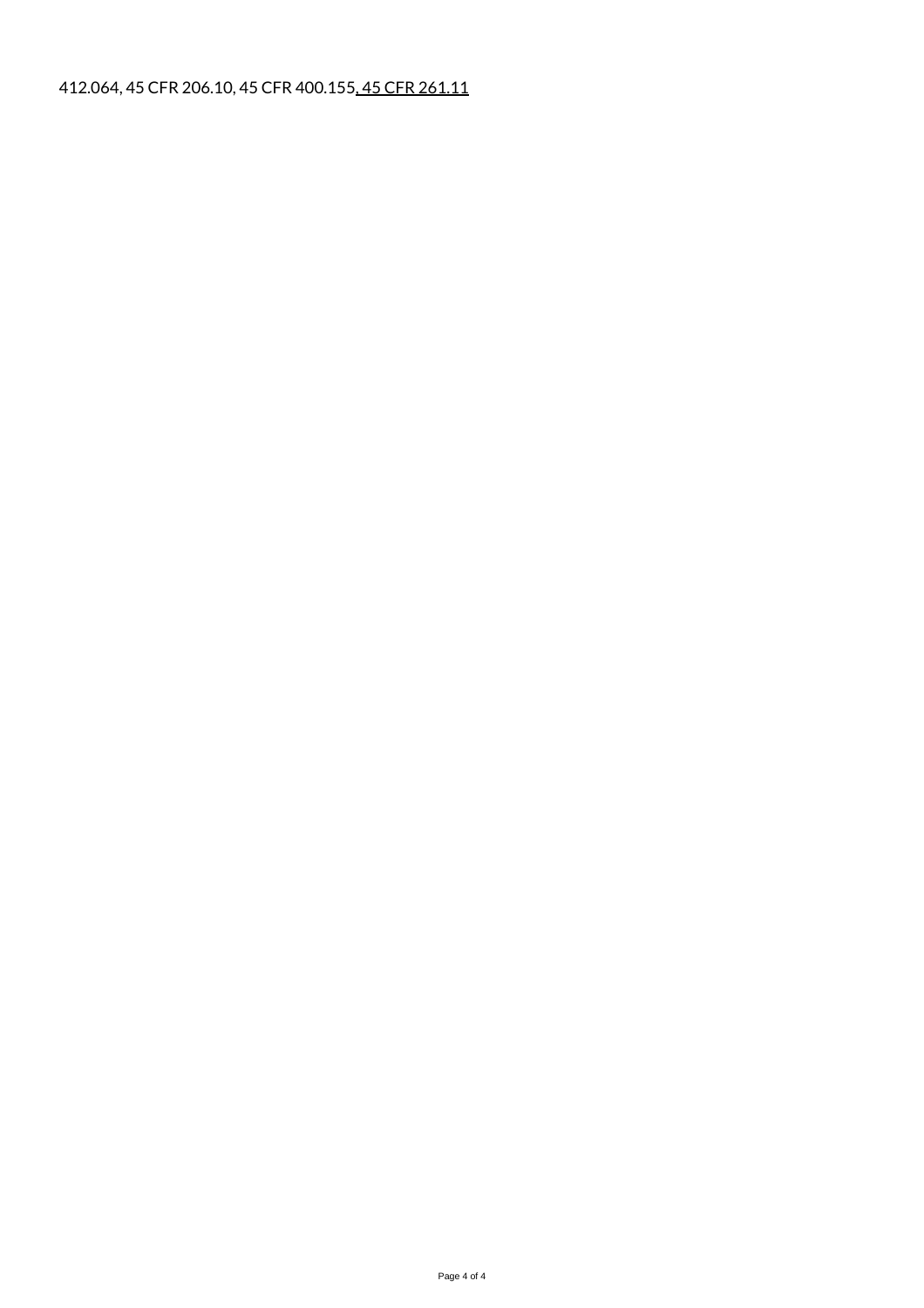412.064, 45 CFR 206.10, 45 CFR 400.155<u>, 45 CFR 261.11</u>